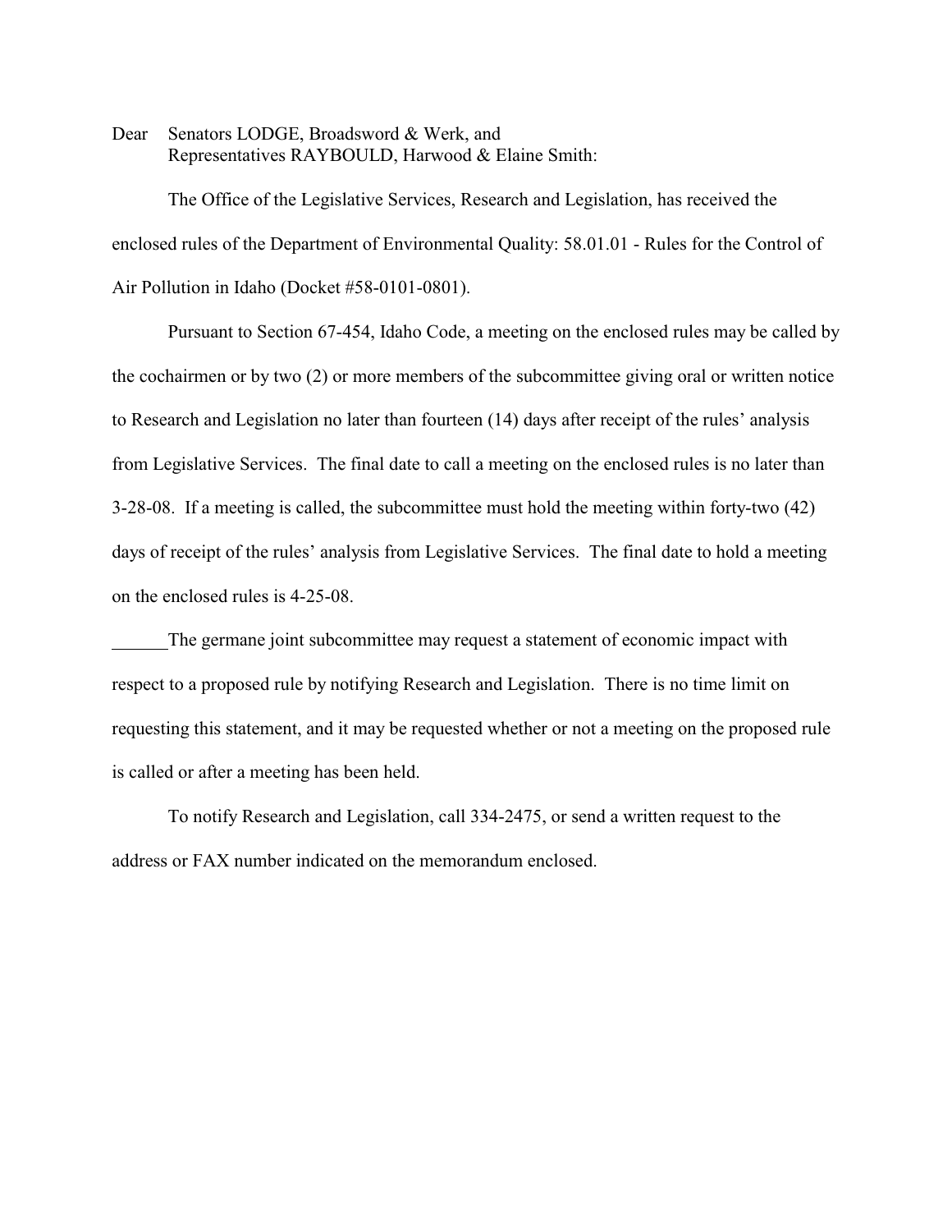Dear Senators LODGE, Broadsword & Werk, and
Representatives RAYBOULD, Harwood & Elaine Smith:

The Office of the Legislative Services, Research and Legislation, has received the enclosed rules of the Department of Environmental Quality: 58.01.01 - Rules for the Control of Air Pollution in Idaho (Docket #58-0101-0801).

Pursuant to Section 67-454, Idaho Code, a meeting on the enclosed rules may be called by the cochairmen or by two (2) or more members of the subcommittee giving oral or written notice to Research and Legislation no later than fourteen (14) days after receipt of the rules' analysis from Legislative Services. The final date to call a meeting on the enclosed rules is no later than 3-28-08. If a meeting is called, the subcommittee must hold the meeting within forty-two (42) days of receipt of the rules' analysis from Legislative Services. The final date to hold a meeting on the enclosed rules is 4-25-08.

______The germane joint subcommittee may request a statement of economic impact with respect to a proposed rule by notifying Research and Legislation. There is no time limit on requesting this statement, and it may be requested whether or not a meeting on the proposed rule is called or after a meeting has been held.

To notify Research and Legislation, call 334-2475, or send a written request to the address or FAX number indicated on the memorandum enclosed.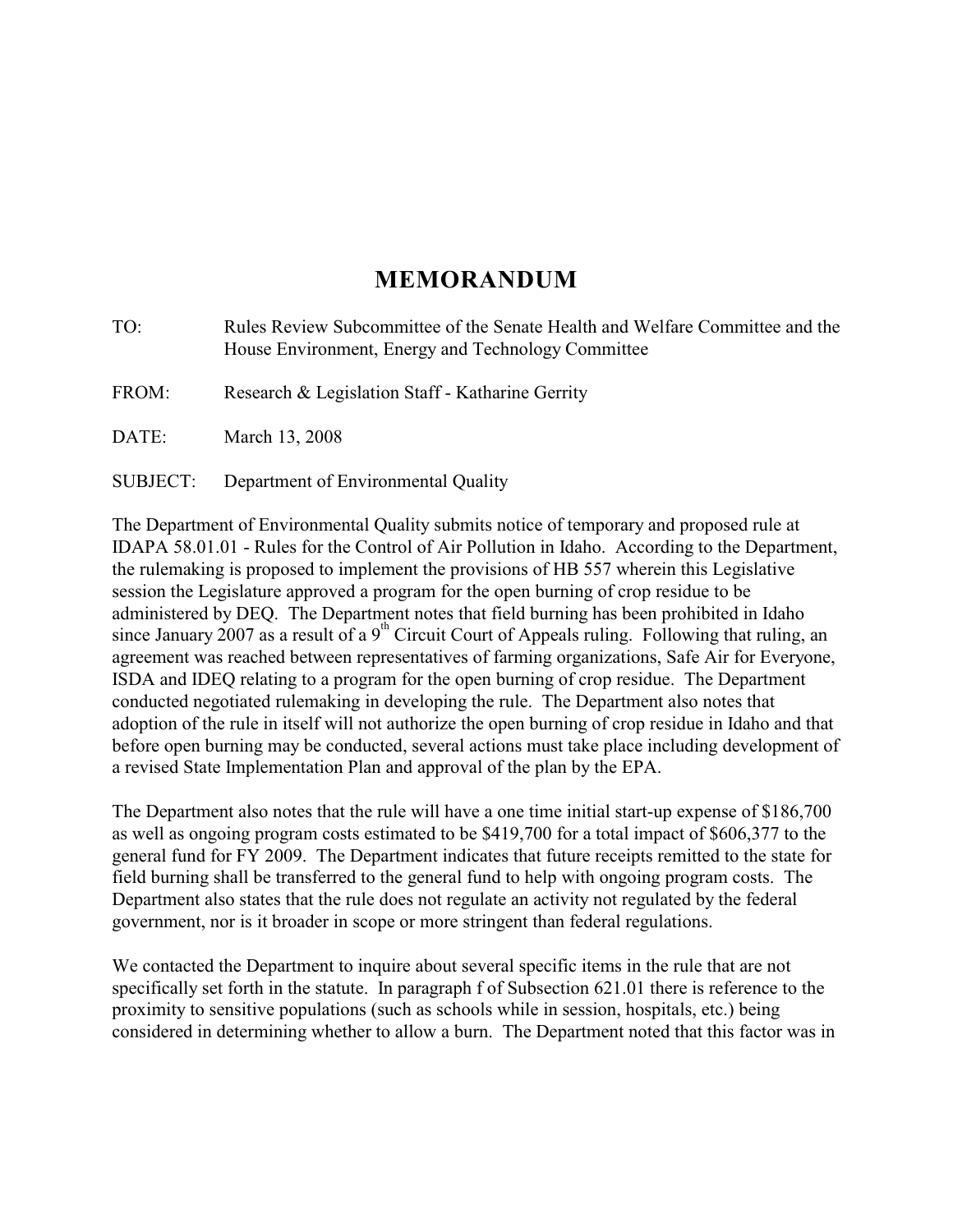# MEMORANDUM

TO: Rules Review Subcommittee of the Senate Health and Welfare Committee and the House Environment, Energy and Technology Committee

FROM: Research & Legislation Staff - Katharine Gerrity

DATE: March 13, 2008

SUBJECT: Department of Environmental Quality

The Department of Environmental Quality submits notice of temporary and proposed rule at IDAPA 58.01.01 - Rules for the Control of Air Pollution in Idaho. According to the Department, the rulemaking is proposed to implement the provisions of HB 557 wherein this Legislative session the Legislature approved a program for the open burning of crop residue to be administered by DEQ. The Department notes that field burning has been prohibited in Idaho since January 2007 as a result of a 9th Circuit Court of Appeals ruling. Following that ruling, an agreement was reached between representatives of farming organizations, Safe Air for Everyone, ISDA and IDEQ relating to a program for the open burning of crop residue. The Department conducted negotiated rulemaking in developing the rule. The Department also notes that adoption of the rule in itself will not authorize the open burning of crop residue in Idaho and that before open burning may be conducted, several actions must take place including development of a revised State Implementation Plan and approval of the plan by the EPA.

The Department also notes that the rule will have a one time initial start-up expense of $186,700 as well as ongoing program costs estimated to be $419,700 for a total impact of $606,377 to the general fund for FY 2009. The Department indicates that future receipts remitted to the state for field burning shall be transferred to the general fund to help with ongoing program costs. The Department also states that the rule does not regulate an activity not regulated by the federal government, nor is it broader in scope or more stringent than federal regulations.

We contacted the Department to inquire about several specific items in the rule that are not specifically set forth in the statute. In paragraph f of Subsection 621.01 there is reference to the proximity to sensitive populations (such as schools while in session, hospitals, etc.) being considered in determining whether to allow a burn. The Department noted that this factor was in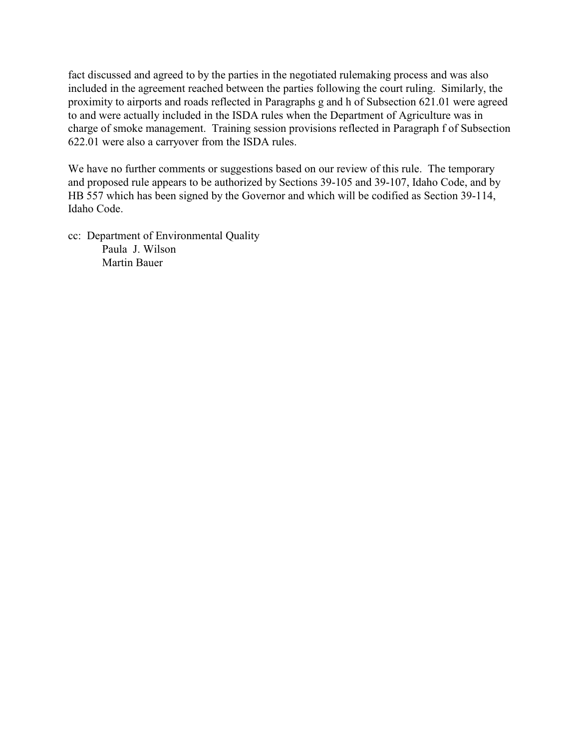fact discussed and agreed to by the parties in the negotiated rulemaking process and was also included in the agreement reached between the parties following the court ruling. Similarly, the proximity to airports and roads reflected in Paragraphs g and h of Subsection 621.01 were agreed to and were actually included in the ISDA rules when the Department of Agriculture was in charge of smoke management. Training session provisions reflected in Paragraph f of Subsection 622.01 were also a carryover from the ISDA rules.

We have no further comments or suggestions based on our review of this rule. The temporary and proposed rule appears to be authorized by Sections 39-105 and 39-107, Idaho Code, and by HB 557 which has been signed by the Governor and which will be codified as Section 39-114, Idaho Code.

cc: Department of Environmental Quality
Paula J. Wilson
Martin Bauer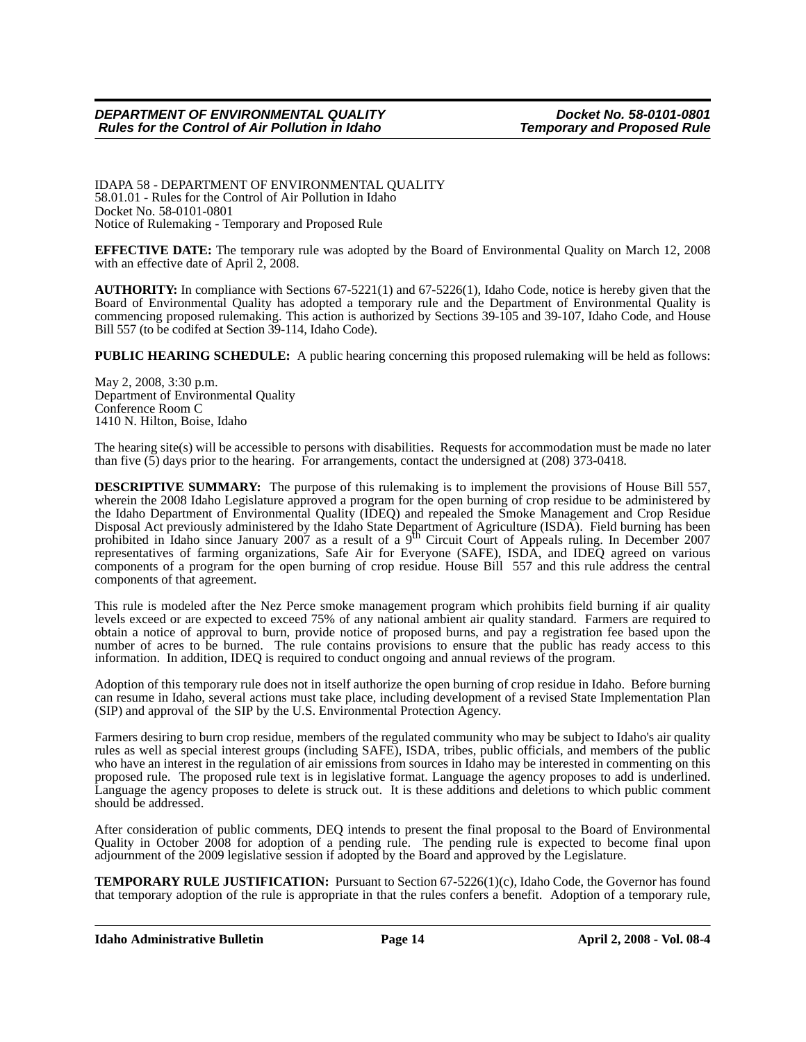IDAPA 58 - DEPARTMENT OF ENVIRONMENTAL QUALITY
58.01.01 - Rules for the Control of Air Pollution in Idaho
Docket No. 58-0101-0801
Notice of Rulemaking - Temporary and Proposed Rule

**EFFECTIVE DATE:** The temporary rule was adopted by the Board of Environmental Quality on March 12, 2008 with an effective date of April 2, 2008.

**AUTHORITY:** In compliance with Sections 67-5221(1) and 67-5226(1), Idaho Code, notice is hereby given that the Board of Environmental Quality has adopted a temporary rule and the Department of Environmental Quality is commencing proposed rulemaking. This action is authorized by Sections 39-105 and 39-107, Idaho Code, and House Bill 557 (to be codifed at Section 39-114, Idaho Code).

**PUBLIC HEARING SCHEDULE:** A public hearing concerning this proposed rulemaking will be held as follows:

May 2, 2008, 3:30 p.m.
Department of Environmental Quality
Conference Room C
1410 N. Hilton, Boise, Idaho

The hearing site(s) will be accessible to persons with disabilities. Requests for accommodation must be made no later than five (5) days prior to the hearing. For arrangements, contact the undersigned at (208) 373-0418.

**DESCRIPTIVE SUMMARY:** The purpose of this rulemaking is to implement the provisions of House Bill 557, wherein the 2008 Idaho Legislature approved a program for the open burning of crop residue to be administered by the Idaho Department of Environmental Quality (IDEQ) and repealed the Smoke Management and Crop Residue Disposal Act previously administered by the Idaho State Department of Agriculture (ISDA). Field burning has been prohibited in Idaho since January 2007 as a result of a 9th Circuit Court of Appeals ruling. In December 2007 representatives of farming organizations, Safe Air for Everyone (SAFE), ISDA, and IDEQ agreed on various components of a program for the open burning of crop residue. House Bill 557 and this rule address the central components of that agreement.

This rule is modeled after the Nez Perce smoke management program which prohibits field burning if air quality levels exceed or are expected to exceed 75% of any national ambient air quality standard. Farmers are required to obtain a notice of approval to burn, provide notice of proposed burns, and pay a registration fee based upon the number of acres to be burned. The rule contains provisions to ensure that the public has ready access to this information. In addition, IDEQ is required to conduct ongoing and annual reviews of the program.

Adoption of this temporary rule does not in itself authorize the open burning of crop residue in Idaho. Before burning can resume in Idaho, several actions must take place, including development of a revised State Implementation Plan (SIP) and approval of the SIP by the U.S. Environmental Protection Agency.

Farmers desiring to burn crop residue, members of the regulated community who may be subject to Idaho's air quality rules as well as special interest groups (including SAFE), ISDA, tribes, public officials, and members of the public who have an interest in the regulation of air emissions from sources in Idaho may be interested in commenting on this proposed rule. The proposed rule text is in legislative format. Language the agency proposes to add is underlined. Language the agency proposes to delete is struck out. It is these additions and deletions to which public comment should be addressed.

After consideration of public comments, DEQ intends to present the final proposal to the Board of Environmental Quality in October 2008 for adoption of a pending rule. The pending rule is expected to become final upon adjournment of the 2009 legislative session if adopted by the Board and approved by the Legislature.

**TEMPORARY RULE JUSTIFICATION:** Pursuant to Section 67-5226(1)(c), Idaho Code, the Governor has found that temporary adoption of the rule is appropriate in that the rules confers a benefit. Adoption of a temporary rule,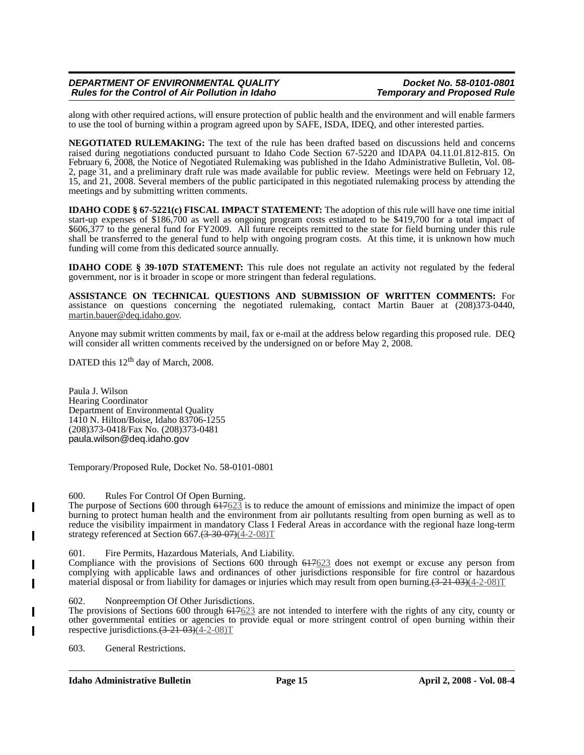along with other required actions, will ensure protection of public health and the environment and will enable farmers to use the tool of burning within a program agreed upon by SAFE, ISDA, IDEQ, and other interested parties.

**NEGOTIATED RULEMAKING:** The text of the rule has been drafted based on discussions held and concerns raised during negotiations conducted pursuant to Idaho Code Section 67-5220 and IDAPA 04.11.01.812-815. On February 6, 2008, the Notice of Negotiated Rulemaking was published in the Idaho Administrative Bulletin, Vol. 08-2, page 31, and a preliminary draft rule was made available for public review. Meetings were held on February 12, 15, and 21, 2008. Several members of the public participated in this negotiated rulemaking process by attending the meetings and by submitting written comments.

**IDAHO CODE § 67-5221(c) FISCAL IMPACT STATEMENT:** The adoption of this rule will have one time initial start-up expenses of $186,700 as well as ongoing program costs estimated to be $419,700 for a total impact of $606,377 to the general fund for FY2009. All future receipts remitted to the state for field burning under this rule shall be transferred to the general fund to help with ongoing program costs. At this time, it is unknown how much funding will come from this dedicated source annually.

**IDAHO CODE § 39-107D STATEMENT:** This rule does not regulate an activity not regulated by the federal government, nor is it broader in scope or more stringent than federal regulations.

**ASSISTANCE ON TECHNICAL QUESTIONS AND SUBMISSION OF WRITTEN COMMENTS:** For assistance on questions concerning the negotiated rulemaking, contact Martin Bauer at (208)373-0440, martin.bauer@deq.idaho.gov.

Anyone may submit written comments by mail, fax or e-mail at the address below regarding this proposed rule. DEQ will consider all written comments received by the undersigned on or before May 2, 2008.

DATED this 12th day of March, 2008.

Paula J. Wilson
Hearing Coordinator
Department of Environmental Quality
1410 N. Hilton/Boise, Idaho 83706-1255
(208)373-0418/Fax No. (208)373-0481
paula.wilson@deq.idaho.gov

Temporary/Proposed Rule, Docket No. 58-0101-0801

600. Rules For Control Of Open Burning.
The purpose of Sections 600 through ~~617~~623 is to reduce the amount of emissions and minimize the impact of open burning to protect human health and the environment from air pollutants resulting from open burning as well as to reduce the visibility impairment in mandatory Class I Federal Areas in accordance with the regional haze long-term strategy referenced at Section 667.~~(3-30-07)~~(4-2-08)T

601. Fire Permits, Hazardous Materials, And Liability.
Compliance with the provisions of Sections 600 through ~~617~~623 does not exempt or excuse any person from complying with applicable laws and ordinances of other jurisdictions responsible for fire control or hazardous material disposal or from liability for damages or injuries which may result from open burning.~~(3-21-03)~~(4-2-08)T

602. Nonpreemption Of Other Jurisdictions.
The provisions of Sections 600 through ~~617~~623 are not intended to interfere with the rights of any city, county or other governmental entities or agencies to provide equal or more stringent control of open burning within their respective jurisdictions.~~(3-21-03)~~(4-2-08)T

603. General Restrictions.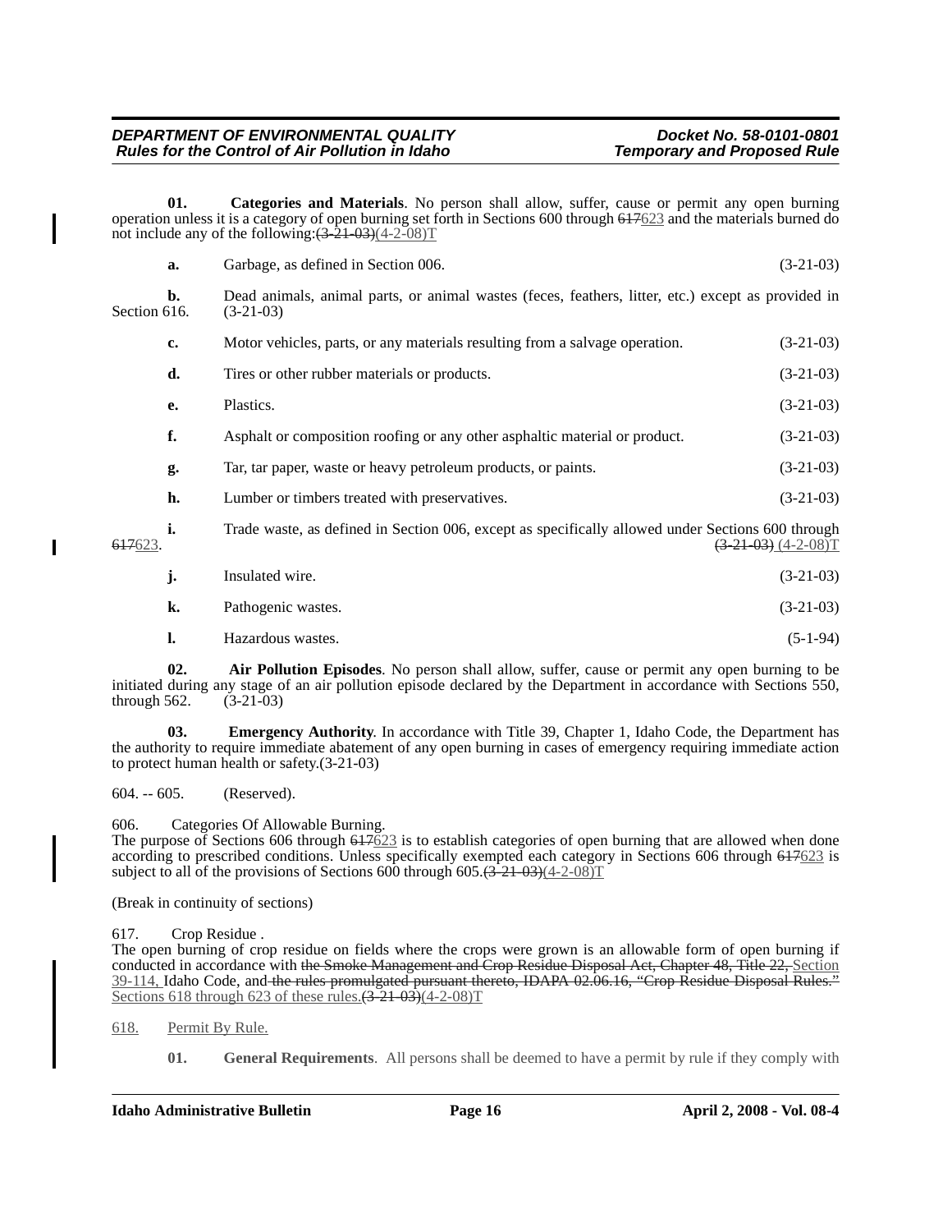**01. Categories and Materials**. No person shall allow, suffer, cause or permit any open burning operation unless it is a category of open burning set forth in Sections 600 through ~~617~~623 and the materials burned do not include any of the following: ~~(3-21-03)~~(4-2-08)T

**a.** Garbage, as defined in Section 006. (3-21-03)

**b.** Dead animals, animal parts, or animal wastes (feces, feathers, litter, etc.) except as provided in Section 616. (3-21-03)

**c.** Motor vehicles, parts, or any materials resulting from a salvage operation. (3-21-03)

**d.** Tires or other rubber materials or products. (3-21-03)

**e.** Plastics. (3-21-03)

**f.** Asphalt or composition roofing or any other asphaltic material or product. (3-21-03)

**g.** Tar, tar paper, waste or heavy petroleum products, or paints. (3-21-03)

**h.** Lumber or timbers treated with preservatives. (3-21-03)

**i.** Trade waste, as defined in Section 006, except as specifically allowed under Sections 600 through ~~617~~623. ~~(3-21-03)~~ (4-2-08)T

**j.** Insulated wire. (3-21-03)

**k.** Pathogenic wastes. (3-21-03)

**l.** Hazardous wastes. (5-1-94)

**02. Air Pollution Episodes**. No person shall allow, suffer, cause or permit any open burning to be initiated during any stage of an air pollution episode declared by the Department in accordance with Sections 550, through 562. (3-21-03)

**03. Emergency Authority**. In accordance with Title 39, Chapter 1, Idaho Code, the Department has the authority to require immediate abatement of any open burning in cases of emergency requiring immediate action to protect human health or safety. (3-21-03)

604. -- 605. (Reserved).

606. Categories Of Allowable Burning.

The purpose of Sections 606 through ~~617~~623 is to establish categories of open burning that are allowed when done according to prescribed conditions. Unless specifically exempted each category in Sections 606 through ~~617~~623 is subject to all of the provisions of Sections 600 through 605. ~~(3-21-03)~~(4-2-08)T

(Break in continuity of sections)

617. Crop Residue .

The open burning of crop residue on fields where the crops were grown is an allowable form of open burning if conducted in accordance with ~~the Smoke Management and Crop Residue Disposal Act, Chapter 48, Title 22,~~ Section 39-114, Idaho Code, and ~~the rules promulgated pursuant thereto, IDAPA 02.06.16, "Crop Residue Disposal Rules."~~ Sections 618 through 623 of these rules. ~~(3-21-03)~~(4-2-08)T

618. Permit By Rule.

**01. General Requirements**. All persons shall be deemed to have a permit by rule if they comply with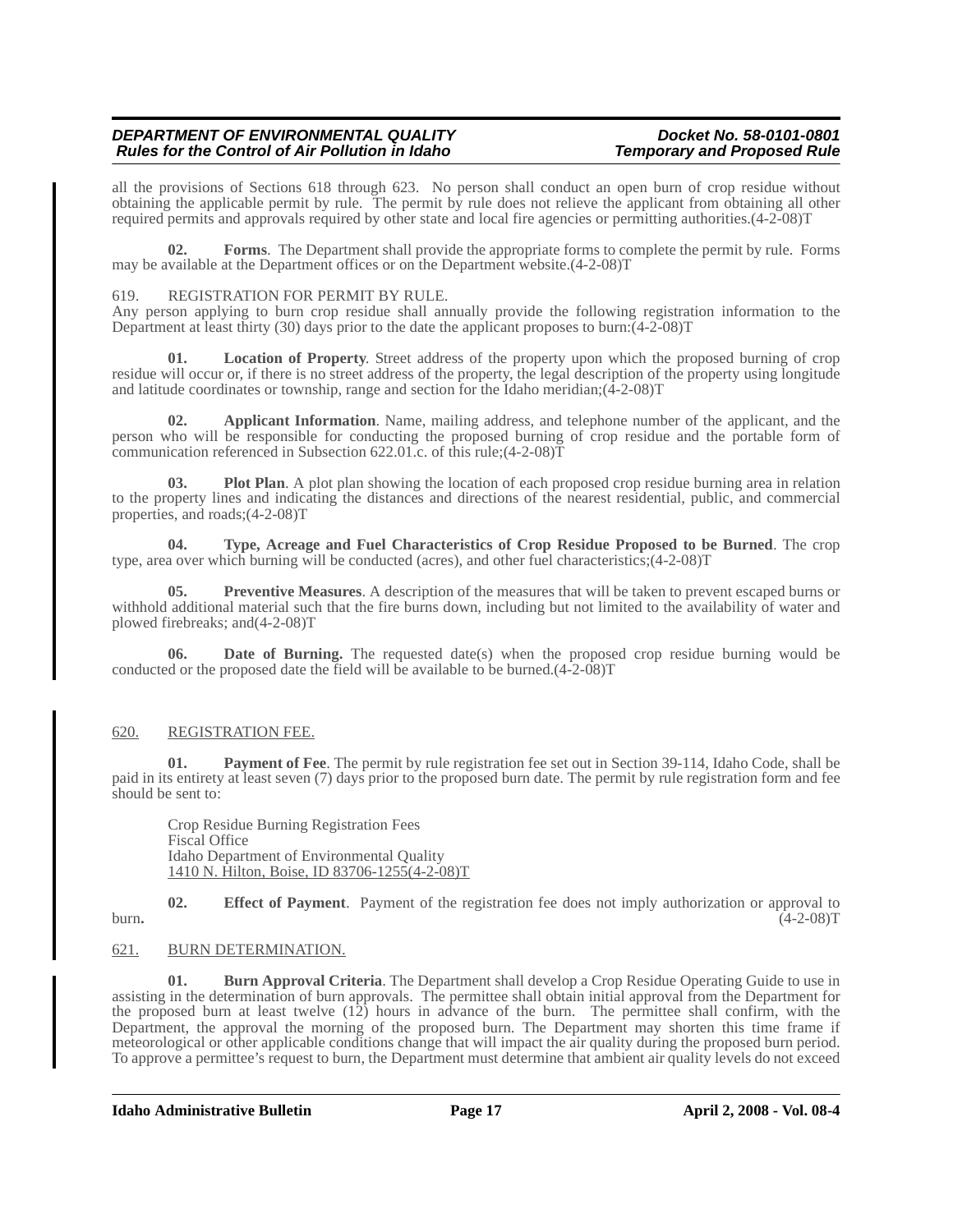all the provisions of Sections 618 through 623. No person shall conduct an open burn of crop residue without obtaining the applicable permit by rule. The permit by rule does not relieve the applicant from obtaining all other required permits and approvals required by other state and local fire agencies or permitting authorities.(4-2-08)T

**02. Forms**. The Department shall provide the appropriate forms to complete the permit by rule. Forms may be available at the Department offices or on the Department website.(4-2-08)T

619. REGISTRATION FOR PERMIT BY RULE.

Any person applying to burn crop residue shall annually provide the following registration information to the Department at least thirty (30) days prior to the date the applicant proposes to burn:(4-2-08)T

**01. Location of Property**. Street address of the property upon which the proposed burning of crop residue will occur or, if there is no street address of the property, the legal description of the property using longitude and latitude coordinates or township, range and section for the Idaho meridian;(4-2-08)T

**02. Applicant Information**. Name, mailing address, and telephone number of the applicant, and the person who will be responsible for conducting the proposed burning of crop residue and the portable form of communication referenced in Subsection 622.01.c. of this rule;(4-2-08)T

**03. Plot Plan**. A plot plan showing the location of each proposed crop residue burning area in relation to the property lines and indicating the distances and directions of the nearest residential, public, and commercial properties, and roads;(4-2-08)T

**04. Type, Acreage and Fuel Characteristics of Crop Residue Proposed to be Burned**. The crop type, area over which burning will be conducted (acres), and other fuel characteristics;(4-2-08)T

**05. Preventive Measures**. A description of the measures that will be taken to prevent escaped burns or withhold additional material such that the fire burns down, including but not limited to the availability of water and plowed firebreaks; and(4-2-08)T

**06. Date of Burning.** The requested date(s) when the proposed crop residue burning would be conducted or the proposed date the field will be available to be burned.(4-2-08)T

620. REGISTRATION FEE.

**01. Payment of Fee**. The permit by rule registration fee set out in Section 39-114, Idaho Code, shall be paid in its entirety at least seven (7) days prior to the proposed burn date. The permit by rule registration form and fee should be sent to:

Crop Residue Burning Registration Fees
Fiscal Office
Idaho Department of Environmental Quality
1410 N. Hilton, Boise, ID 83706-1255(4-2-08)T

**02. Effect of Payment**. Payment of the registration fee does not imply authorization or approval to burn. (4-2-08)T

621. BURN DETERMINATION.

**01. Burn Approval Criteria**. The Department shall develop a Crop Residue Operating Guide to use in assisting in the determination of burn approvals. The permittee shall obtain initial approval from the Department for the proposed burn at least twelve (12) hours in advance of the burn. The permittee shall confirm, with the Department, the approval the morning of the proposed burn. The Department may shorten this time frame if meteorological or other applicable conditions change that will impact the air quality during the proposed burn period. To approve a permittee's request to burn, the Department must determine that ambient air quality levels do not exceed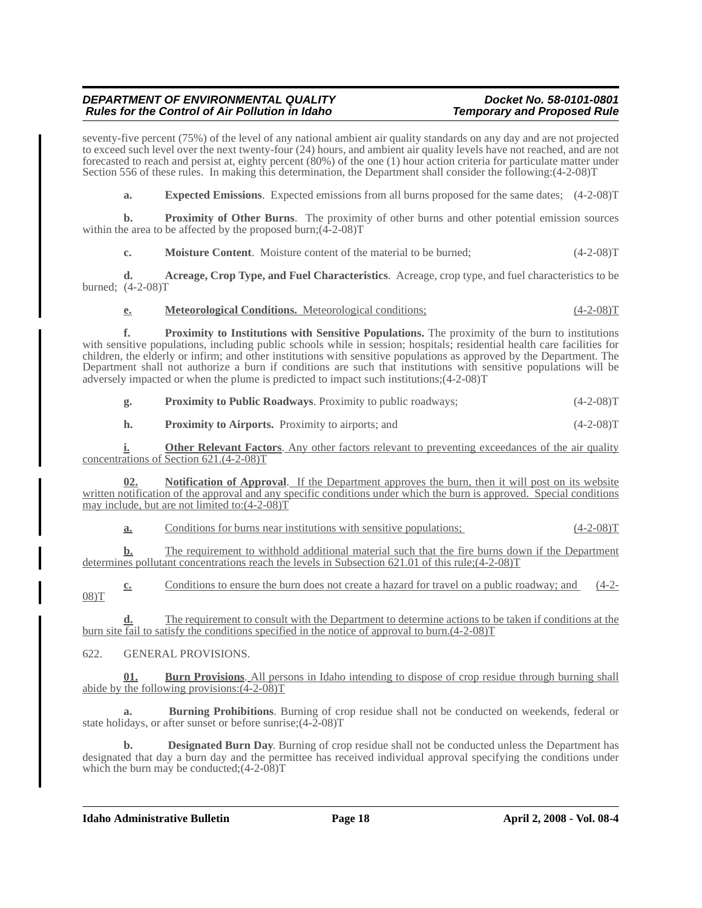seventy-five percent (75%) of the level of any national ambient air quality standards on any day and are not projected to exceed such level over the next twenty-four (24) hours, and ambient air quality levels have not reached, and are not forecasted to reach and persist at, eighty percent (80%) of the one (1) hour action criteria for particulate matter under Section 556 of these rules. In making this determination, the Department shall consider the following:(4-2-08)T

**a.** **Expected Emissions**. Expected emissions from all burns proposed for the same dates; (4-2-08)T

**b.** **Proximity of Other Burns**. The proximity of other burns and other potential emission sources within the area to be affected by the proposed burn;(4-2-08)T

**c.** **Moisture Content**. Moisture content of the material to be burned; (4-2-08)T

**d.** **Acreage, Crop Type, and Fuel Characteristics**. Acreage, crop type, and fuel characteristics to be burned; (4-2-08)T

**e.** **Meteorological Conditions.** Meteorological conditions; (4-2-08)T

**f.** **Proximity to Institutions with Sensitive Populations.** The proximity of the burn to institutions with sensitive populations, including public schools while in session; hospitals; residential health care facilities for children, the elderly or infirm; and other institutions with sensitive populations as approved by the Department. The Department shall not authorize a burn if conditions are such that institutions with sensitive populations will be adversely impacted or when the plume is predicted to impact such institutions;(4-2-08)T

**g.** **Proximity to Public Roadways**. Proximity to public roadways; (4-2-08)T

**h.** **Proximity to Airports.** Proximity to airports; and (4-2-08)T

**i.** **Other Relevant Factors**. Any other factors relevant to preventing exceedances of the air quality concentrations of Section 621.(4-2-08)T

**02.** **Notification of Approval**. If the Department approves the burn, then it will post on its website written notification of the approval and any specific conditions under which the burn is approved. Special conditions may include, but are not limited to:(4-2-08)T

**a.** Conditions for burns near institutions with sensitive populations; (4-2-08)T

**b.** The requirement to withhold additional material such that the fire burns down if the Department determines pollutant concentrations reach the levels in Subsection 621.01 of this rule;(4-2-08)T

**c.** Conditions to ensure the burn does not create a hazard for travel on a public roadway; and (4-2-08)T

**d.** The requirement to consult with the Department to determine actions to be taken if conditions at the burn site fail to satisfy the conditions specified in the notice of approval to burn.(4-2-08)T

622. GENERAL PROVISIONS.

**01.** **Burn Provisions**. All persons in Idaho intending to dispose of crop residue through burning shall abide by the following provisions:(4-2-08)T

**a.** **Burning Prohibitions**. Burning of crop residue shall not be conducted on weekends, federal or state holidays, or after sunset or before sunrise;(4-2-08)T

**b.** **Designated Burn Day**. Burning of crop residue shall not be conducted unless the Department has designated that day a burn day and the permittee has received individual approval specifying the conditions under which the burn may be conducted;(4-2-08)T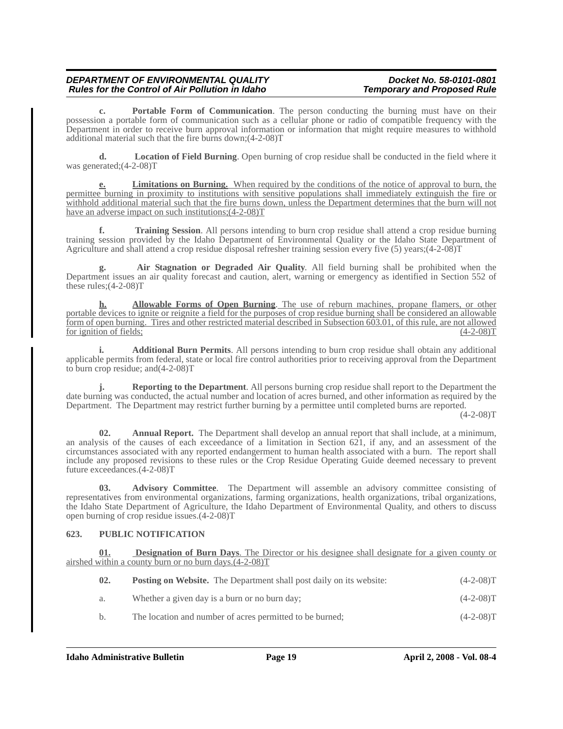**c.** **Portable Form of Communication**. The person conducting the burning must have on their possession a portable form of communication such as a cellular phone or radio of compatible frequency with the Department in order to receive burn approval information or information that might require measures to withhold additional material such that the fire burns down;(4-2-08)T

**d.** **Location of Field Burning**. Open burning of crop residue shall be conducted in the field where it was generated;(4-2-08)T

**e.** **Limitations on Burning.** When required by the conditions of the notice of approval to burn, the permittee burning in proximity to institutions with sensitive populations shall immediately extinguish the fire or withhold additional material such that the fire burns down, unless the Department determines that the burn will not have an adverse impact on such institutions;(4-2-08)T

**f.** **Training Session**. All persons intending to burn crop residue shall attend a crop residue burning training session provided by the Idaho Department of Environmental Quality or the Idaho State Department of Agriculture and shall attend a crop residue disposal refresher training session every five (5) years;(4-2-08)T

**g.** **Air Stagnation or Degraded Air Quality**. All field burning shall be prohibited when the Department issues an air quality forecast and caution, alert, warning or emergency as identified in Section 552 of these rules;(4-2-08)T

**h.** **Allowable Forms of Open Burning**. The use of reburn machines, propane flamers, or other portable devices to ignite or reignite a field for the purposes of crop residue burning shall be considered an allowable form of open burning. Tires and other restricted material described in Subsection 603.01, of this rule, are not allowed for ignition of fields; (4-2-08)T

**i.** **Additional Burn Permits**. All persons intending to burn crop residue shall obtain any additional applicable permits from federal, state or local fire control authorities prior to receiving approval from the Department to burn crop residue; and(4-2-08)T

**j.** **Reporting to the Department**. All persons burning crop residue shall report to the Department the date burning was conducted, the actual number and location of acres burned, and other information as required by the Department. The Department may restrict further burning by a permittee until completed burns are reported. (4-2-08)T

**02.** **Annual Report.** The Department shall develop an annual report that shall include, at a minimum, an analysis of the causes of each exceedance of a limitation in Section 621, if any, and an assessment of the circumstances associated with any reported endangerment to human health associated with a burn. The report shall include any proposed revisions to these rules or the Crop Residue Operating Guide deemed necessary to prevent future exceedances.(4-2-08)T

**03.** **Advisory Committee**. The Department will assemble an advisory committee consisting of representatives from environmental organizations, farming organizations, health organizations, tribal organizations, the Idaho State Department of Agriculture, the Idaho Department of Environmental Quality, and others to discuss open burning of crop residue issues.(4-2-08)T

### 623. PUBLIC NOTIFICATION

**01.** **Designation of Burn Days**. The Director or his designee shall designate for a given county or airshed within a county burn or no burn days.(4-2-08)T

**02.** **Posting on Website.** The Department shall post daily on its website: (4-2-08)T

a. Whether a given day is a burn or no burn day; (4-2-08)T

b. The location and number of acres permitted to be burned; (4-2-08)T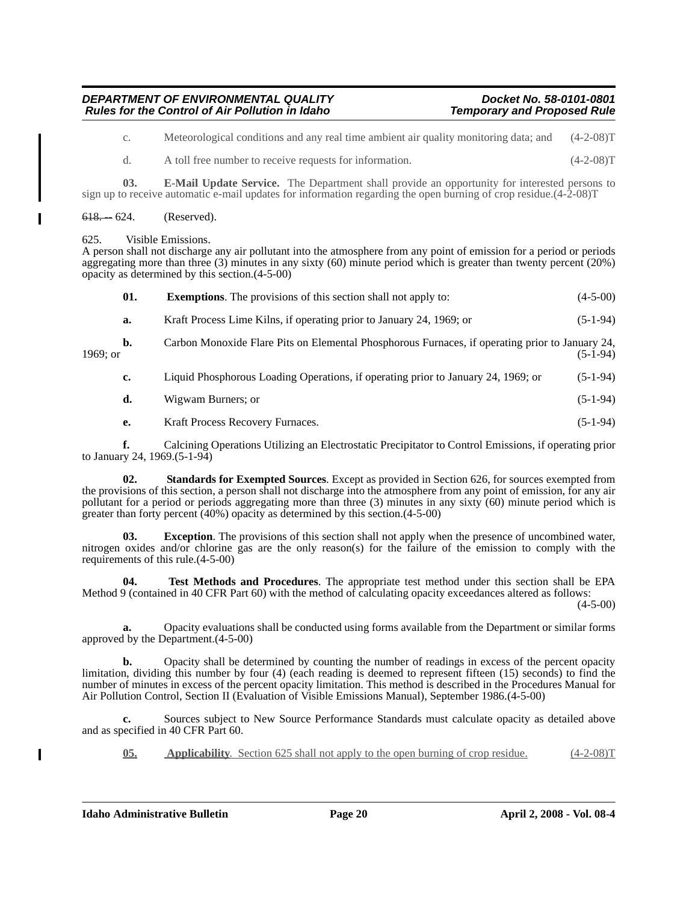c. Meteorological conditions and any real time ambient air quality monitoring data; and (4-2-08)T

d. A toll free number to receive requests for information. (4-2-08)T

**03. E-Mail Update Service.** The Department shall provide an opportunity for interested persons to sign up to receive automatic e-mail updates for information regarding the open burning of crop residue.(4-2-08)T

~~618. --~~ 624. (Reserved).

625. Visible Emissions.

A person shall not discharge any air pollutant into the atmosphere from any point of emission for a period or periods aggregating more than three (3) minutes in any sixty (60) minute period which is greater than twenty percent (20%) opacity as determined by this section.(4-5-00)

**01. Exemptions**. The provisions of this section shall not apply to: (4-5-00)

**a.** Kraft Process Lime Kilns, if operating prior to January 24, 1969; or (5-1-94)

**b.** Carbon Monoxide Flare Pits on Elemental Phosphorous Furnaces, if operating prior to January 24, 1969; or (5-1-94)

**c.** Liquid Phosphorous Loading Operations, if operating prior to January 24, 1969; or (5-1-94)

**d.** Wigwam Burners; or (5-1-94)

**e.** Kraft Process Recovery Furnaces. (5-1-94)

**f.** Calcining Operations Utilizing an Electrostatic Precipitator to Control Emissions, if operating prior to January 24, 1969.(5-1-94)

**02. Standards for Exempted Sources**. Except as provided in Section 626, for sources exempted from the provisions of this section, a person shall not discharge into the atmosphere from any point of emission, for any air pollutant for a period or periods aggregating more than three (3) minutes in any sixty (60) minute period which is greater than forty percent (40%) opacity as determined by this section.(4-5-00)

**03. Exception**. The provisions of this section shall not apply when the presence of uncombined water, nitrogen oxides and/or chlorine gas are the only reason(s) for the failure of the emission to comply with the requirements of this rule.(4-5-00)

**04. Test Methods and Procedures**. The appropriate test method under this section shall be EPA Method 9 (contained in 40 CFR Part 60) with the method of calculating opacity exceedances altered as follows: (4-5-00)

**a.** Opacity evaluations shall be conducted using forms available from the Department or similar forms approved by the Department.(4-5-00)

**b.** Opacity shall be determined by counting the number of readings in excess of the percent opacity limitation, dividing this number by four (4) (each reading is deemed to represent fifteen (15) seconds) to find the number of minutes in excess of the percent opacity limitation. This method is described in the Procedures Manual for Air Pollution Control, Section II (Evaluation of Visible Emissions Manual), September 1986.(4-5-00)

**c.** Sources subject to New Source Performance Standards must calculate opacity as detailed above and as specified in 40 CFR Part 60.

<u>**05.** **Applicability**. Section 625 shall not apply to the open burning of crop residue. (4-2-08)T</u>